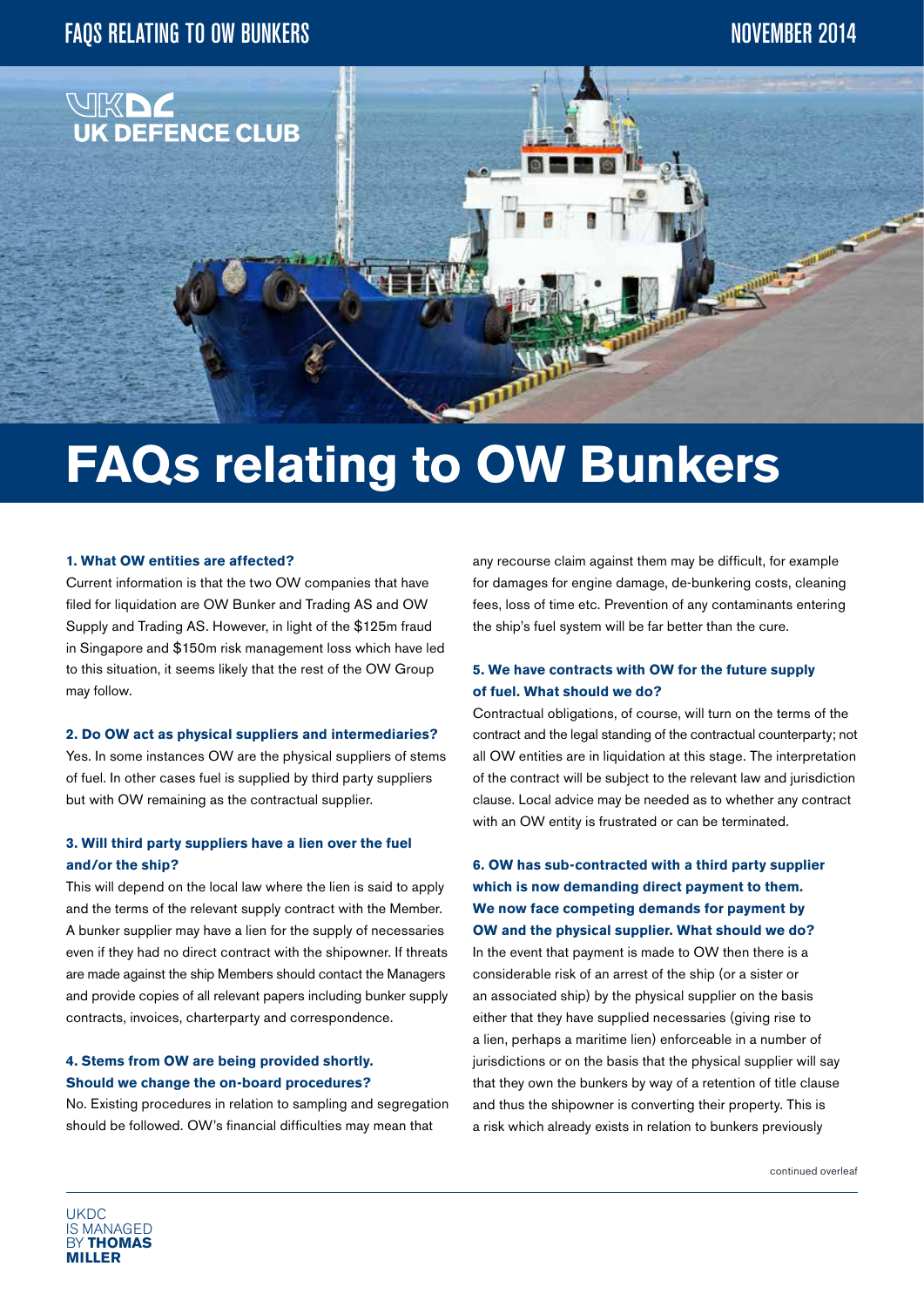# FAQs relating to OW Bunkers

**1. What OW entities are affected?**

Current information is that the two OW companies that have filed for liquidation are OW Bunker and Trading AS and OW Supply and Trading AS. However, in light of the $125m fraud in Singapore and $150m risk management loss which have led to this situation, it seems likely that the rest of the OW Group may follow.

**2. Do OW act as physical suppliers and intermediaries?**

Yes. In some instances OW are the physical suppliers of stems of fuel. In other cases fuel is supplied by third party suppliers but with OW remaining as the contractual supplier.

**3. Will third party suppliers have a lien over the fuel and/or the ship?**

This will depend on the local law where the lien is said to apply and the terms of the relevant supply contract with the Member. A bunker supplier may have a lien for the supply of necessaries even if they had no direct contract with the shipowner. If threats are made against the ship Members should contact the Managers and provide copies of all relevant papers including bunker supply contracts, invoices, charterparty and correspondence.

**4. Stems from OW are being provided shortly. Should we change the on-board procedures?**

No. Existing procedures in relation to sampling and segregation should be followed. OW's financial difficulties may mean that any recourse claim against them may be difficult, for example for damages for engine damage, de-bunkering costs, cleaning fees, loss of time etc. Prevention of any contaminants entering the ship's fuel system will be far better than the cure.

**5. We have contracts with OW for the future supply of fuel. What should we do?**

Contractual obligations, of course, will turn on the terms of the contract and the legal standing of the contractual counterparty; not all OW entities are in liquidation at this stage. The interpretation of the contract will be subject to the relevant law and jurisdiction clause. Local advice may be needed as to whether any contract with an OW entity is frustrated or can be terminated.

**6. OW has sub-contracted with a third party supplier which is now demanding direct payment to them. We now face competing demands for payment by OW and the physical supplier. What should we do?**

In the event that payment is made to OW then there is a considerable risk of an arrest of the ship (or a sister or an associated ship) by the physical supplier on the basis either that they have supplied necessaries (giving rise to a lien, perhaps a maritime lien) enforceable in a number of jurisdictions or on the basis that the physical supplier will say that they own the bunkers by way of a retention of title clause and thus the shipowner is converting their property. This is a risk which already exists in relation to bunkers previously

continued overleaf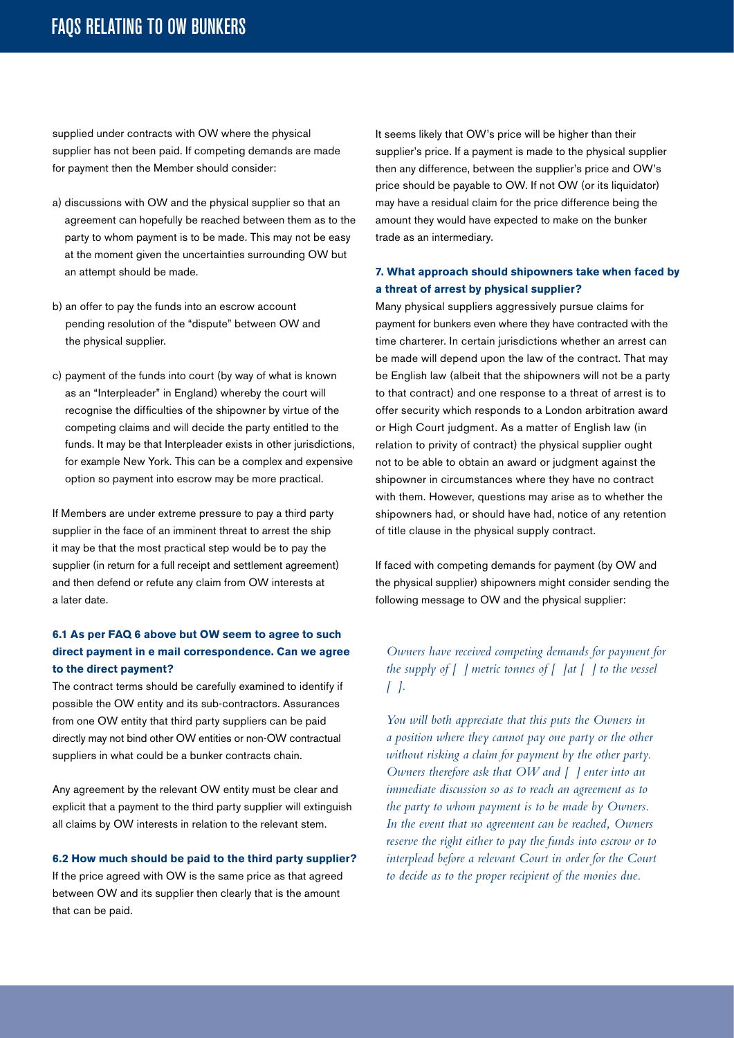supplied under contracts with OW where the physical supplier has not been paid. If competing demands are made for payment then the Member should consider:

a) discussions with OW and the physical supplier so that an agreement can hopefully be reached between them as to the party to whom payment is to be made. This may not be easy at the moment given the uncertainties surrounding OW but an attempt should be made.

b) an offer to pay the funds into an escrow account pending resolution of the "dispute" between OW and the physical supplier.

c) payment of the funds into court (by way of what is known as an "Interpleader" in England) whereby the court will recognise the difficulties of the shipowner by virtue of the competing claims and will decide the party entitled to the funds. It may be that Interpleader exists in other jurisdictions, for example New York. This can be a complex and expensive option so payment into escrow may be more practical.

If Members are under extreme pressure to pay a third party supplier in the face of an imminent threat to arrest the ship it may be that the most practical step would be to pay the supplier (in return for a full receipt and settlement agreement) and then defend or refute any claim from OW interests at a later date.

**6.1 As per FAQ 6 above but OW seem to agree to such direct payment in e mail correspondence. Can we agree to the direct payment?**

The contract terms should be carefully examined to identify if possible the OW entity and its sub-contractors. Assurances from one OW entity that third party suppliers can be paid directly may not bind other OW entities or non-OW contractual suppliers in what could be a bunker contracts chain.

Any agreement by the relevant OW entity must be clear and explicit that a payment to the third party supplier will extinguish all claims by OW interests in relation to the relevant stem.

**6.2 How much should be paid to the third party supplier?**

If the price agreed with OW is the same price as that agreed between OW and its supplier then clearly that is the amount that can be paid.

It seems likely that OW's price will be higher than their supplier's price. If a payment is made to the physical supplier then any difference, between the supplier's price and OW's price should be payable to OW. If not OW (or its liquidator) may have a residual claim for the price difference being the amount they would have expected to make on the bunker trade as an intermediary.

**7. What approach should shipowners take when faced by a threat of arrest by physical supplier?**

Many physical suppliers aggressively pursue claims for payment for bunkers even where they have contracted with the time charterer. In certain jurisdictions whether an arrest can be made will depend upon the law of the contract. That may be English law (albeit that the shipowners will not be a party to that contract) and one response to a threat of arrest is to offer security which responds to a London arbitration award or High Court judgment. As a matter of English law (in relation to privity of contract) the physical supplier ought not to be able to obtain an award or judgment against the shipowner in circumstances where they have no contract with them. However, questions may arise as to whether the shipowners had, or should have had, notice of any retention of title clause in the physical supply contract.

If faced with competing demands for payment (by OW and the physical supplier) shipowners might consider sending the following message to OW and the physical supplier:

*Owners have received competing demands for payment for the supply of [ ] metric tonnes of [ ]at [ ] to the vessel [ ].*

*You will both appreciate that this puts the Owners in a position where they cannot pay one party or the other without risking a claim for payment by the other party. Owners therefore ask that OW and [ ] enter into an immediate discussion so as to reach an agreement as to the party to whom payment is to be made by Owners. In the event that no agreement can be reached, Owners reserve the right either to pay the funds into escrow or to interplead before a relevant Court in order for the Court to decide as to the proper recipient of the monies due.*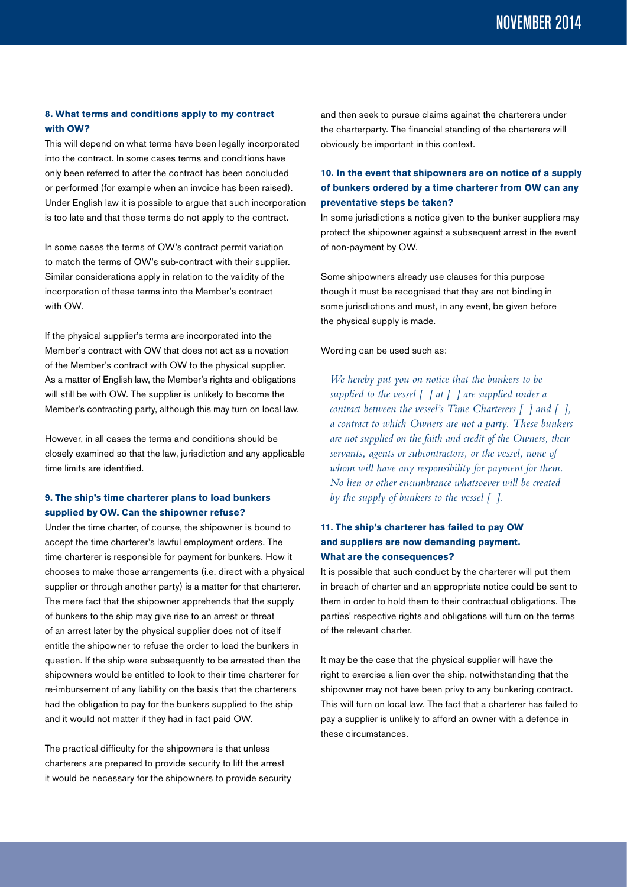### 8. What terms and conditions apply to my contract with OW?

This will depend on what terms have been legally incorporated into the contract. In some cases terms and conditions have only been referred to after the contract has been concluded or performed (for example when an invoice has been raised). Under English law it is possible to argue that such incorporation is too late and that those terms do not apply to the contract.

In some cases the terms of OW's contract permit variation to match the terms of OW's sub-contract with their supplier. Similar considerations apply in relation to the validity of the incorporation of these terms into the Member's contract with OW.

If the physical supplier's terms are incorporated into the Member's contract with OW that does not act as a novation of the Member's contract with OW to the physical supplier. As a matter of English law, the Member's rights and obligations will still be with OW. The supplier is unlikely to become the Member's contracting party, although this may turn on local law.

However, in all cases the terms and conditions should be closely examined so that the law, jurisdiction and any applicable time limits are identified.

### 9. The ship's time charterer plans to load bunkers supplied by OW. Can the shipowner refuse?

Under the time charter, of course, the shipowner is bound to accept the time charterer's lawful employment orders. The time charterer is responsible for payment for bunkers. How it chooses to make those arrangements (i.e. direct with a physical supplier or through another party) is a matter for that charterer. The mere fact that the shipowner apprehends that the supply of bunkers to the ship may give rise to an arrest or threat of an arrest later by the physical supplier does not of itself entitle the shipowner to refuse the order to load the bunkers in question. If the ship were subsequently to be arrested then the shipowners would be entitled to look to their time charterer for re-imbursement of any liability on the basis that the charterers had the obligation to pay for the bunkers supplied to the ship and it would not matter if they had in fact paid OW.

The practical difficulty for the shipowners is that unless charterers are prepared to provide security to lift the arrest it would be necessary for the shipowners to provide security and then seek to pursue claims against the charterers under the charterparty. The financial standing of the charterers will obviously be important in this context.

### 10. In the event that shipowners are on notice of a supply of bunkers ordered by a time charterer from OW can any preventative steps be taken?

In some jurisdictions a notice given to the bunker suppliers may protect the shipowner against a subsequent arrest in the event of non-payment by OW.

Some shipowners already use clauses for this purpose though it must be recognised that they are not binding in some jurisdictions and must, in any event, be given before the physical supply is made.

Wording can be used such as:

> *We hereby put you on notice that the bunkers to be supplied to the vessel [ ] at [ ] are supplied under a contract between the vessel's Time Charterers [ ] and [ ], a contract to which Owners are not a party. These bunkers are not supplied on the faith and credit of the Owners, their servants, agents or subcontractors, or the vessel, none of whom will have any responsibility for payment for them. No lien or other encumbrance whatsoever will be created by the supply of bunkers to the vessel [ ].*

### 11. The ship's charterer has failed to pay OW and suppliers are now demanding payment. What are the consequences?

It is possible that such conduct by the charterer will put them in breach of charter and an appropriate notice could be sent to them in order to hold them to their contractual obligations. The parties' respective rights and obligations will turn on the terms of the relevant charter.

It may be the case that the physical supplier will have the right to exercise a lien over the ship, notwithstanding that the shipowner may not have been privy to any bunkering contract. This will turn on local law. The fact that a charterer has failed to pay a supplier is unlikely to afford an owner with a defence in these circumstances.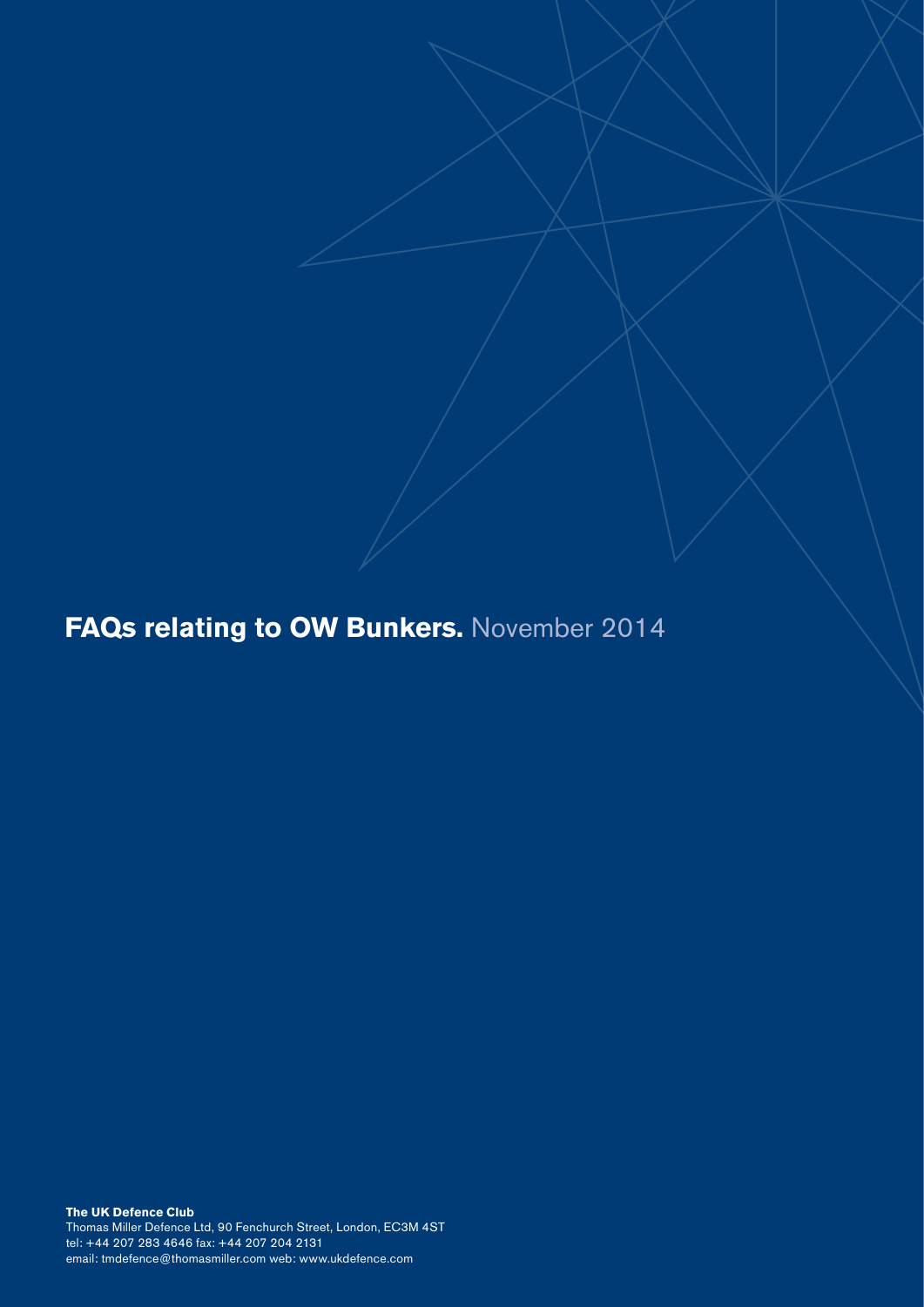# **FAQs relating to OW Bunkers.** November 2014

**The UK Defence Club**
Thomas Miller Defence Ltd, 90 Fenchurch Street, London, EC3M 4ST
tel: +44 207 283 4646 fax: +44 207 204 2131
email: tmdefence@thomasmiller.com web: www.ukdefence.com